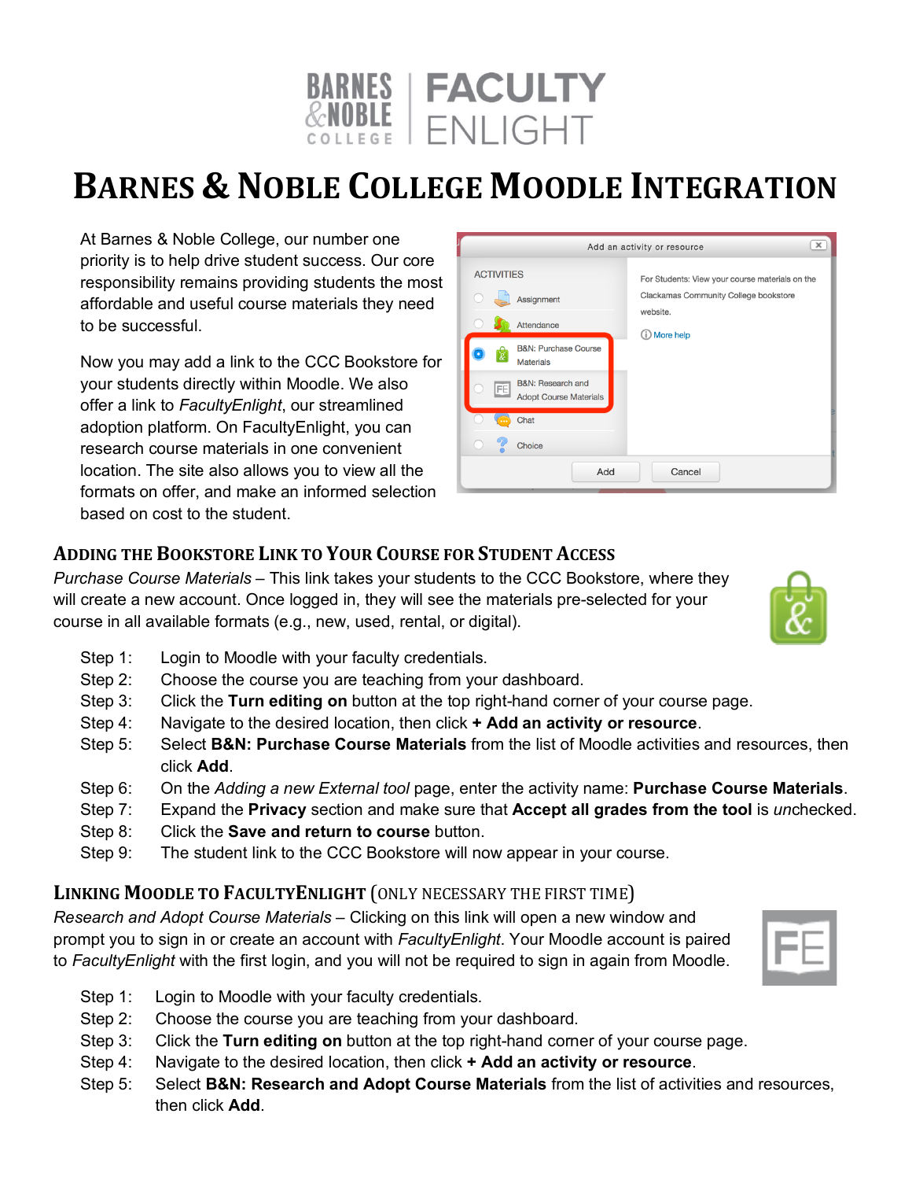BARNES & NOBLE COLLEGE | FACULTY ENLIGHT

# Barnes & Noble College Moodle Integration

At Barnes & Noble College, our number one priority is to help drive student success. Our core responsibility remains providing students the most affordable and useful course materials they need to be successful.

Now you may add a link to the CCC Bookstore for your students directly within Moodle. We also offer a link to *FacultyEnlight*, our streamlined adoption platform. On FacultyEnlight, you can research course materials in one convenient location. The site also allows you to view all the formats on offer, and make an informed selection based on cost to the student.

## Adding the Bookstore Link to Your Course for Student Access

*Purchase Course Materials* – This link takes your students to the CCC Bookstore, where they will create a new account. Once logged in, they will see the materials pre-selected for your course in all available formats (e.g., new, used, rental, or digital).

Step 1: Login to Moodle with your faculty credentials.
Step 2: Choose the course you are teaching from your dashboard.
Step 3: Click the **Turn editing on** button at the top right-hand corner of your course page.
Step 4: Navigate to the desired location, then click **+ Add an activity or resource**.
Step 5: Select **B&N: Purchase Course Materials** from the list of Moodle activities and resources, then click **Add**.
Step 6: On the *Adding a new External tool* page, enter the activity name: **Purchase Course Materials**.
Step 7: Expand the **Privacy** section and make sure that **Accept all grades from the tool** is *un*checked.
Step 8: Click the **Save and return to course** button.
Step 9: The student link to the CCC Bookstore will now appear in your course.

## Linking Moodle to FacultyEnlight (only necessary the first time)

*Research and Adopt Course Materials* – Clicking on this link will open a new window and prompt you to sign in or create an account with *FacultyEnlight*. Your Moodle account is paired to *FacultyEnlight* with the first login, and you will not be required to sign in again from Moodle.

Step 1: Login to Moodle with your faculty credentials.
Step 2: Choose the course you are teaching from your dashboard.
Step 3: Click the **Turn editing on** button at the top right-hand corner of your course page.
Step 4: Navigate to the desired location, then click **+ Add an activity or resource**.
Step 5: Select **B&N: Research and Adopt Course Materials** from the list of activities and resources, then click **Add**.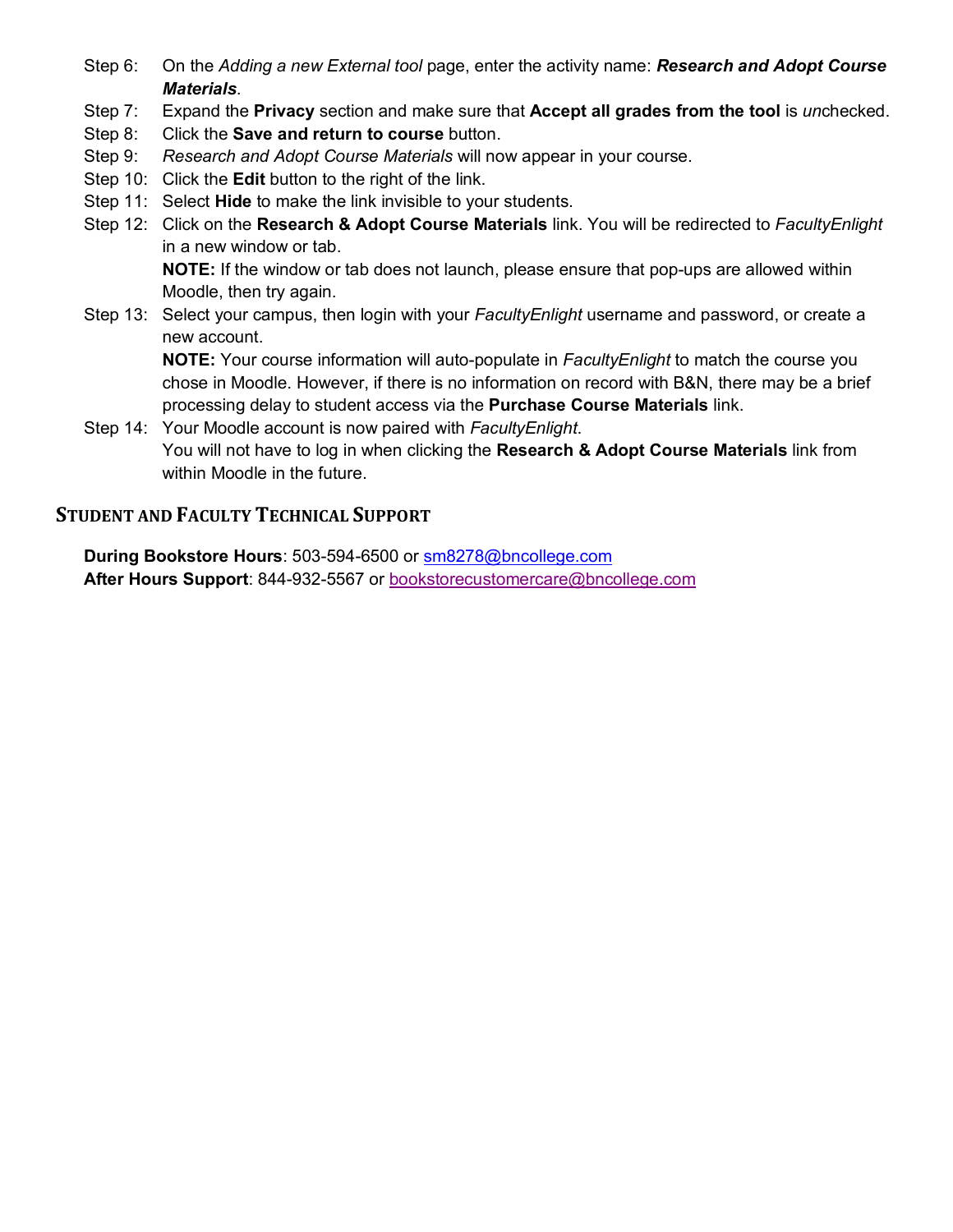Step 6: On the *Adding a new External tool* page, enter the activity name: ***Research and Adopt Course Materials***.

Step 7: Expand the **Privacy** section and make sure that **Accept all grades from the tool** is *un*checked.

Step 8: Click the **Save and return to course** button.

Step 9: *Research and Adopt Course Materials* will now appear in your course.

Step 10: Click the **Edit** button to the right of the link.

Step 11: Select **Hide** to make the link invisible to your students.

Step 12: Click on the **Research & Adopt Course Materials** link. You will be redirected to *FacultyEnlight* in a new window or tab.
**NOTE:** If the window or tab does not launch, please ensure that pop-ups are allowed within Moodle, then try again.

Step 13: Select your campus, then login with your *FacultyEnlight* username and password, or create a new account.
**NOTE:** Your course information will auto-populate in *FacultyEnlight* to match the course you chose in Moodle. However, if there is no information on record with B&N, there may be a brief processing delay to student access via the **Purchase Course Materials** link.

Step 14: Your Moodle account is now paired with *FacultyEnlight*.
You will not have to log in when clicking the **Research & Adopt Course Materials** link from within Moodle in the future.

## Student and Faculty Technical Support

**During Bookstore Hours**: 503-594-6500 or sm8278@bncollege.com
**After Hours Support**: 844-932-5567 or bookstorecustomercare@bncollege.com